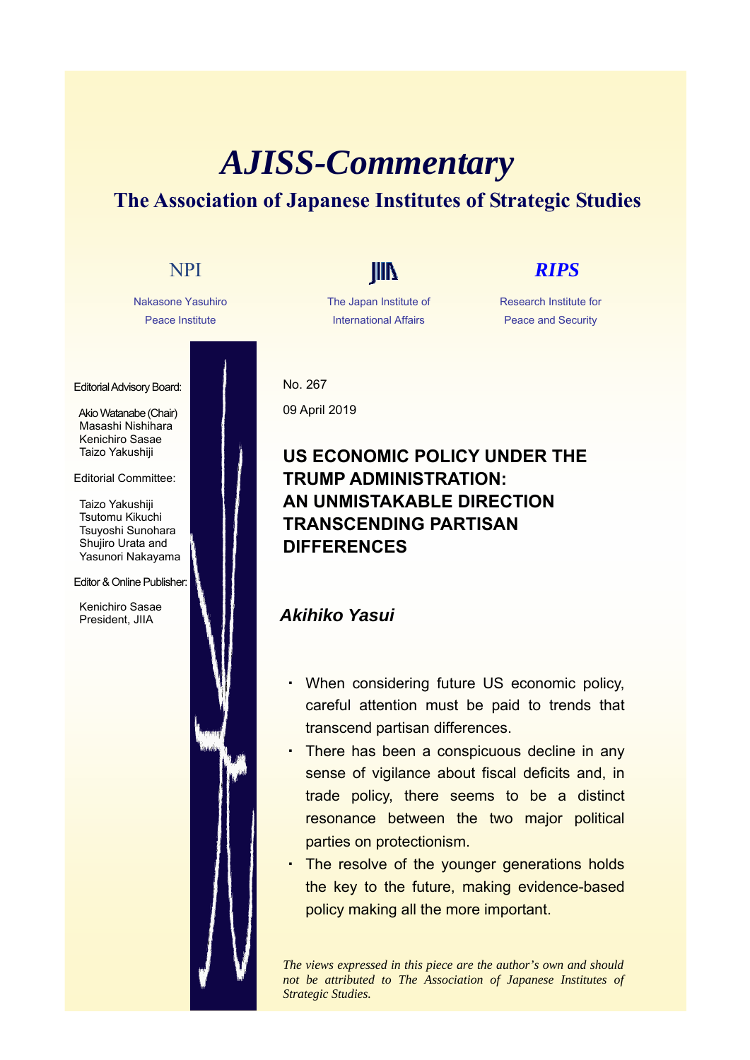# *AJISS-Commentary*

## The Association of Japanese Institutes of Strategic Studies

NPI

Nakasone Yasuhiro Peace Institute

JIIA

The Japan Institute of International Affairs

*RIPS*

Research Institute for Peace and Security

Editorial Advisory Board:

Akio Watanabe (Chair)
Masashi Nishihara
Kenichiro Sasae
Taizo Yakushiji

Editorial Committee:

Taizo Yakushiji
Tsutomu Kikuchi
Tsuyoshi Sunohara
Shujiro Urata and
Yasunori Nakayama

Editor & Online Publisher:

Kenichiro Sasae
President, JIIA

No. 267

09 April 2019

## US ECONOMIC POLICY UNDER THE TRUMP ADMINISTRATION: AN UNMISTAKABLE DIRECTION TRANSCENDING PARTISAN DIFFERENCES

***Akihiko Yasui***

- When considering future US economic policy, careful attention must be paid to trends that transcend partisan differences.
- There has been a conspicuous decline in any sense of vigilance about fiscal deficits and, in trade policy, there seems to be a distinct resonance between the two major political parties on protectionism.
- The resolve of the younger generations holds the key to the future, making evidence-based policy making all the more important.

*The views expressed in this piece are the author's own and should not be attributed to The Association of Japanese Institutes of Strategic Studies.*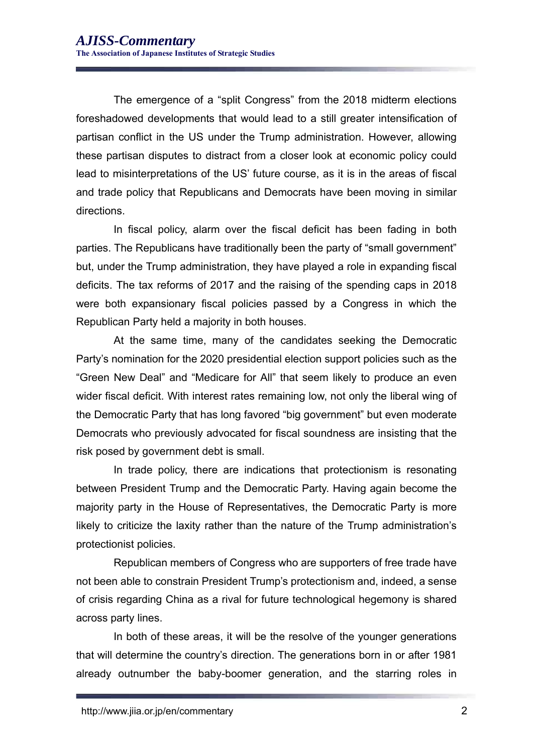The emergence of a “split Congress” from the 2018 midterm elections foreshadowed developments that would lead to a still greater intensification of partisan conflict in the US under the Trump administration. However, allowing these partisan disputes to distract from a closer look at economic policy could lead to misinterpretations of the US’ future course, as it is in the areas of fiscal and trade policy that Republicans and Democrats have been moving in similar directions.

In fiscal policy, alarm over the fiscal deficit has been fading in both parties. The Republicans have traditionally been the party of “small government” but, under the Trump administration, they have played a role in expanding fiscal deficits. The tax reforms of 2017 and the raising of the spending caps in 2018 were both expansionary fiscal policies passed by a Congress in which the Republican Party held a majority in both houses.

At the same time, many of the candidates seeking the Democratic Party’s nomination for the 2020 presidential election support policies such as the “Green New Deal” and “Medicare for All” that seem likely to produce an even wider fiscal deficit. With interest rates remaining low, not only the liberal wing of the Democratic Party that has long favored “big government” but even moderate Democrats who previously advocated for fiscal soundness are insisting that the risk posed by government debt is small.

In trade policy, there are indications that protectionism is resonating between President Trump and the Democratic Party. Having again become the majority party in the House of Representatives, the Democratic Party is more likely to criticize the laxity rather than the nature of the Trump administration’s protectionist policies.

Republican members of Congress who are supporters of free trade have not been able to constrain President Trump’s protectionism and, indeed, a sense of crisis regarding China as a rival for future technological hegemony is shared across party lines.

In both of these areas, it will be the resolve of the younger generations that will determine the country’s direction. The generations born in or after 1981 already outnumber the baby-boomer generation, and the starring roles in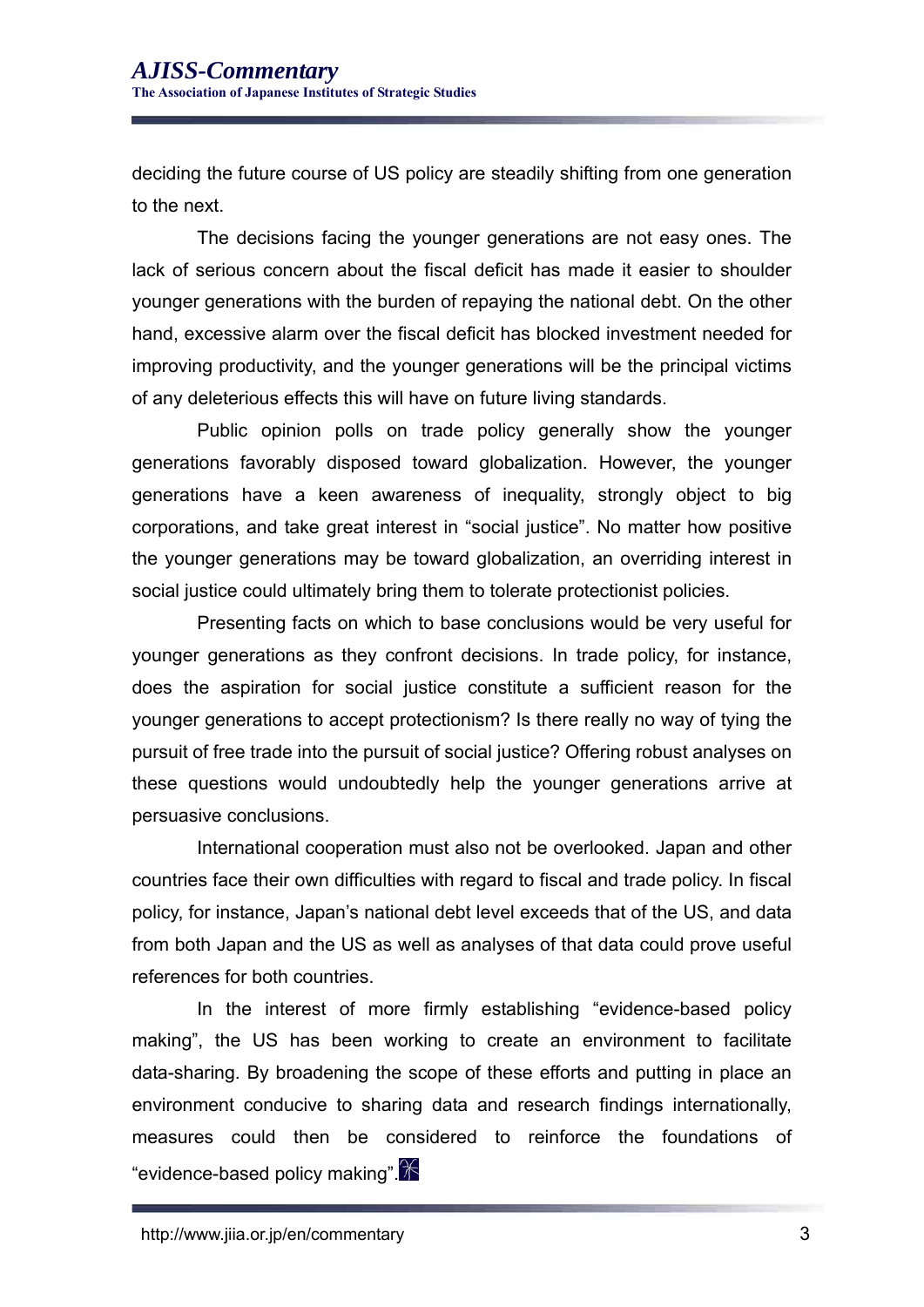deciding the future course of US policy are steadily shifting from one generation to the next.

The decisions facing the younger generations are not easy ones. The lack of serious concern about the fiscal deficit has made it easier to shoulder younger generations with the burden of repaying the national debt. On the other hand, excessive alarm over the fiscal deficit has blocked investment needed for improving productivity, and the younger generations will be the principal victims of any deleterious effects this will have on future living standards.

Public opinion polls on trade policy generally show the younger generations favorably disposed toward globalization. However, the younger generations have a keen awareness of inequality, strongly object to big corporations, and take great interest in “social justice”. No matter how positive the younger generations may be toward globalization, an overriding interest in social justice could ultimately bring them to tolerate protectionist policies.

Presenting facts on which to base conclusions would be very useful for younger generations as they confront decisions. In trade policy, for instance, does the aspiration for social justice constitute a sufficient reason for the younger generations to accept protectionism? Is there really no way of tying the pursuit of free trade into the pursuit of social justice? Offering robust analyses on these questions would undoubtedly help the younger generations arrive at persuasive conclusions.

International cooperation must also not be overlooked. Japan and other countries face their own difficulties with regard to fiscal and trade policy. In fiscal policy, for instance, Japan’s national debt level exceeds that of the US, and data from both Japan and the US as well as analyses of that data could prove useful references for both countries.

In the interest of more firmly establishing “evidence-based policy making”, the US has been working to create an environment to facilitate data-sharing. By broadening the scope of these efforts and putting in place an environment conducive to sharing data and research findings internationally, measures could then be considered to reinforce the foundations of “evidence-based policy making”.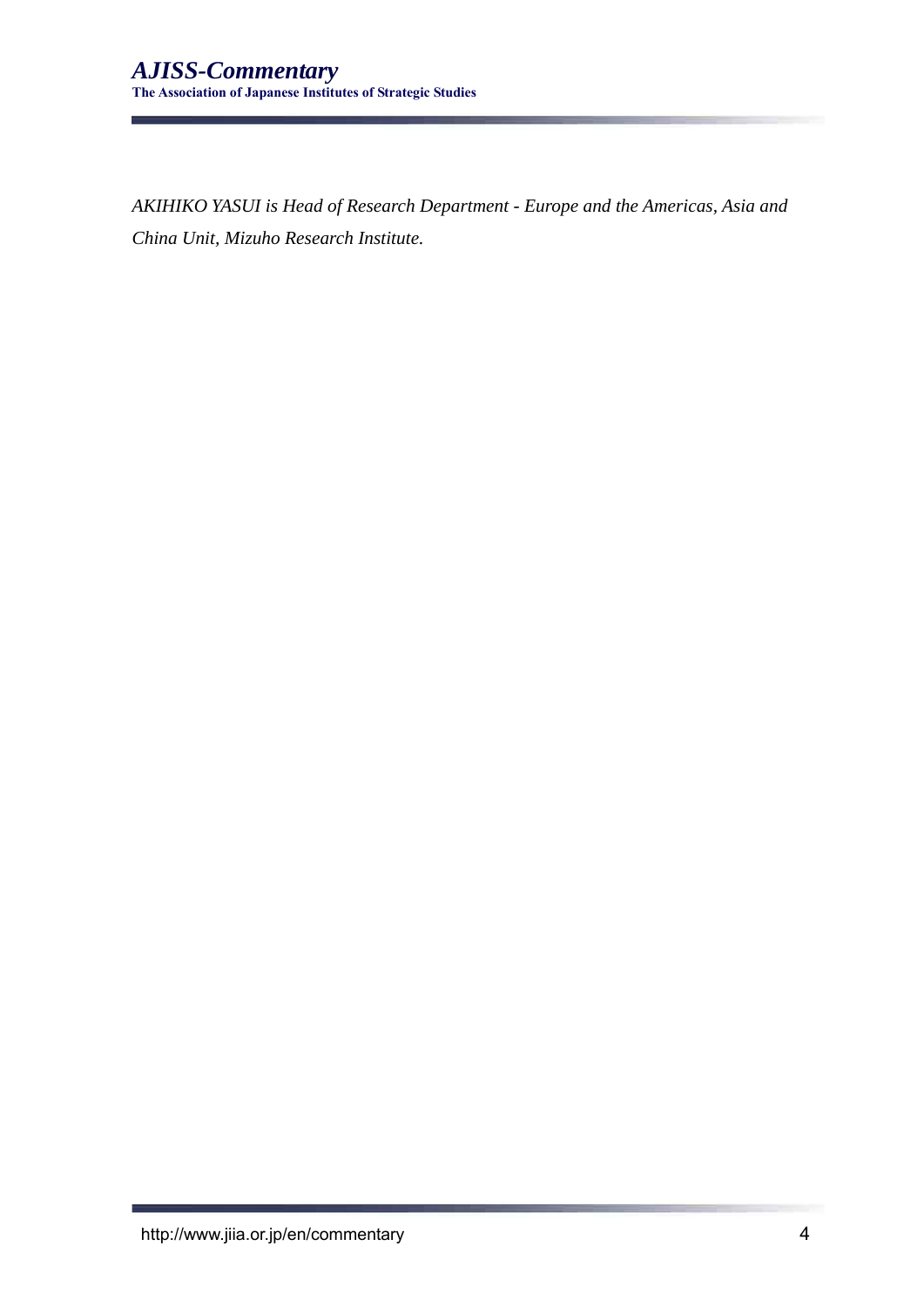*AKIHIKO YASUI is Head of Research Department - Europe and the Americas, Asia and China Unit, Mizuho Research Institute.*